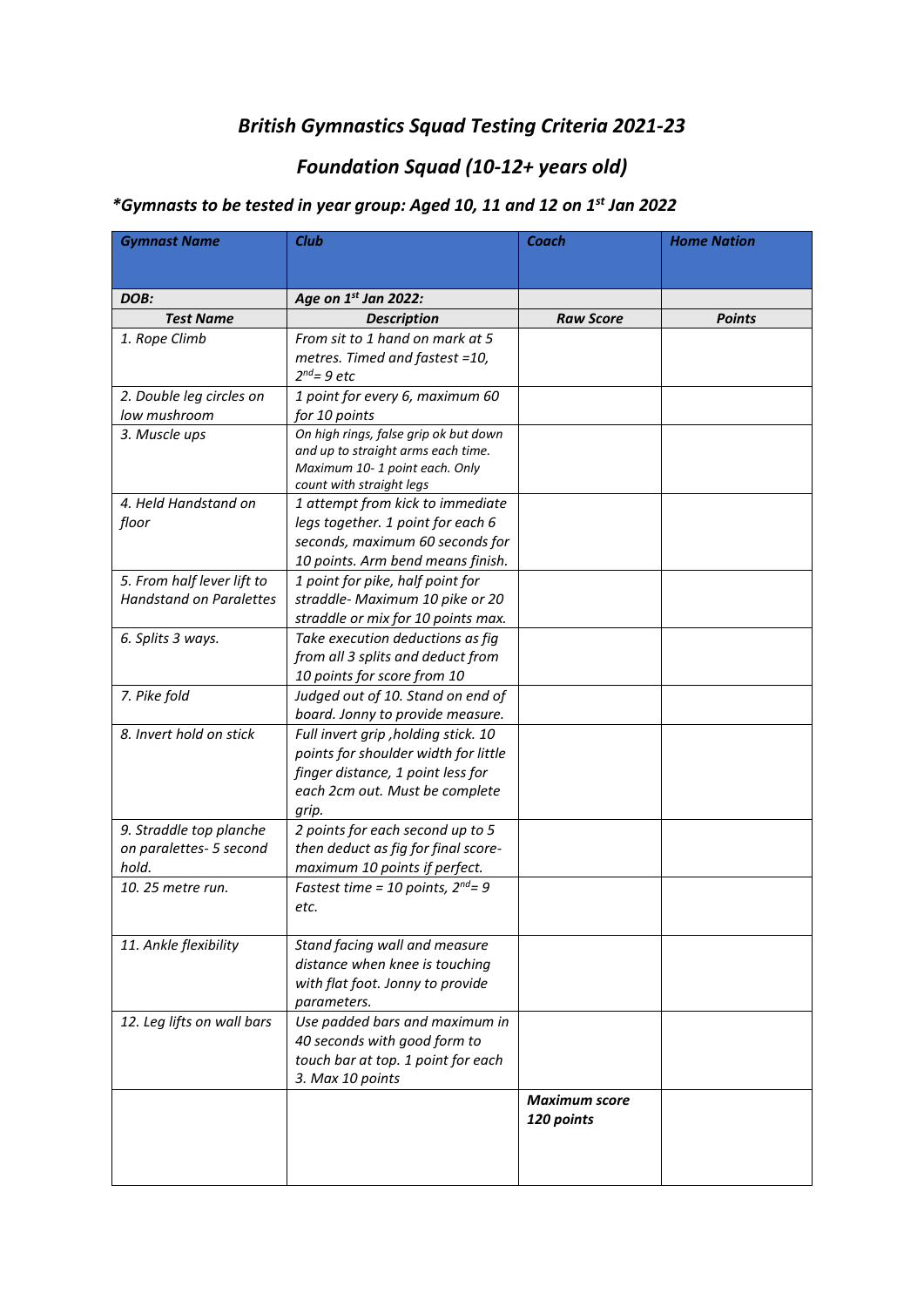# *British Gymnastics Squad Testing Criteria 2021-23*

## *Foundation Squad (10-12+ years old)*

### *\*Gymnasts to be tested in year group: Aged 10, 11 and 12 on 1st Jan 2022*

| ***Gymnast Name*** | ***Club*** | ***Coach*** | ***Home Nation*** |
|---|---|---|---|
| ***DOB:*** | ***Age on 1st Jan 2022:*** | | |
| ***Test Name*** | ***Description*** | ***Raw Score*** | ***Points*** |
| *1. Rope Climb* | *From sit to 1 hand on mark at 5 metres. Timed and fastest =10, 2nd= 9 etc* | | |
| *2. Double leg circles on low mushroom* | *1 point for every 6, maximum 60 for 10 points* | | |
| *3. Muscle ups* | *On high rings, false grip ok but down and up to straight arms each time. Maximum 10- 1 point each. Only count with straight legs* | | |
| *4. Held Handstand on floor* | *1 attempt from kick to immediate legs together. 1 point for each 6 seconds, maximum 60 seconds for 10 points. Arm bend means finish.* | | |
| *5. From half lever lift to Handstand on Paralettes* | *1 point for pike, half point for straddle- Maximum 10 pike or 20 straddle or mix for 10 points max.* | | |
| *6. Splits 3 ways.* | *Take execution deductions as fig from all 3 splits and deduct from 10 points for score from 10* | | |
| *7. Pike fold* | *Judged out of 10. Stand on end of board. Jonny to provide measure.* | | |
| *8. Invert hold on stick* | *Full invert grip ,holding stick. 10 points for shoulder width for little finger distance, 1 point less for each 2cm out. Must be complete grip.* | | |
| *9. Straddle top planche on paralettes- 5 second hold.* | *2 points for each second up to 5 then deduct as fig for final score- maximum 10 points if perfect.* | | |
| *10. 25 metre run.* | *Fastest time = 10 points, 2nd= 9 etc.* | | |
| *11. Ankle flexibility* | *Stand facing wall and measure distance when knee is touching with flat foot. Jonny to provide parameters.* | | |
| *12. Leg lifts on wall bars* | *Use padded bars and maximum in 40 seconds with good form to touch bar at top. 1 point for each 3. Max 10 points* | | |
| | | ***Maximum score 120 points*** | |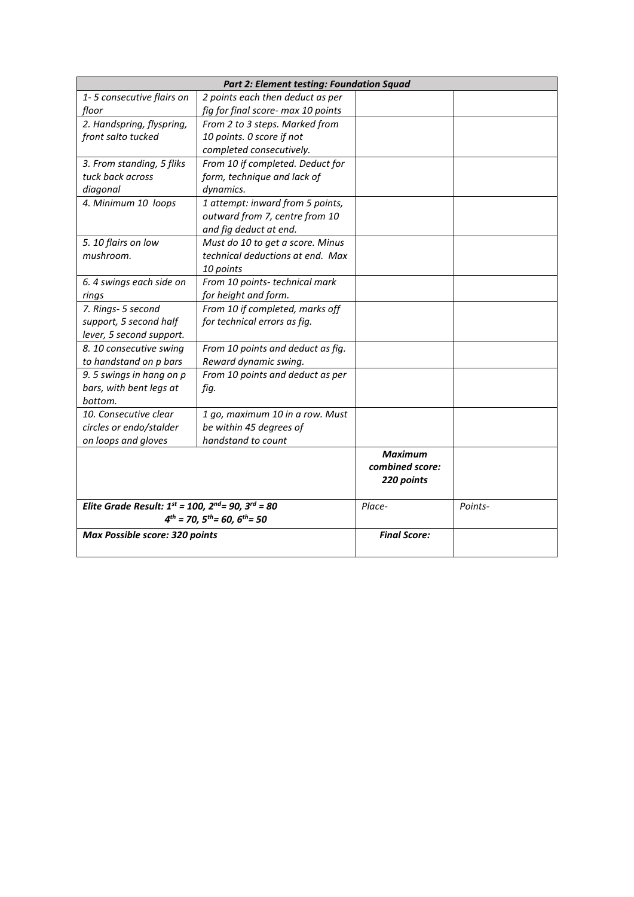| *Part 2: Element testing: Foundation Squad* | | | |
|---|---|---|---|
| *1- 5 consecutive flairs on floor* | *2 points each then deduct as per fig for final score- max 10 points* | | |
| *2. Handspring, flyspring, front salto tucked* | *From 2 to 3 steps. Marked from 10 points. 0 score if not completed consecutively.* | | |
| *3. From standing, 5 fliks tuck back across diagonal* | *From 10 if completed. Deduct for form, technique and lack of dynamics.* | | |
| *4. Minimum 10 loops* | *1 attempt: inward from 5 points, outward from 7, centre from 10 and fig deduct at end.* | | |
| *5. 10 flairs on low mushroom.* | *Must do 10 to get a score. Minus technical deductions at end. Max 10 points* | | |
| *6. 4 swings each side on rings* | *From 10 points- technical mark for height and form.* | | |
| *7. Rings- 5 second support, 5 second half lever, 5 second support.* | *From 10 if completed, marks off for technical errors as fig.* | | |
| *8. 10 consecutive swing to handstand on p bars* | *From 10 points and deduct as fig. Reward dynamic swing.* | | |
| *9. 5 swings in hang on p bars, with bent legs at bottom.* | *From 10 points and deduct as per fig.* | | |
| *10. Consecutive clear circles or endo/stalder on loops and gloves* | *1 go, maximum 10 in a row. Must be within 45 degrees of handstand to count* | | |
| | | ***Maximum combined score: 220 points*** | |
| ***Elite Grade Result: 1st = 100, 2nd= 90, 3rd = 80 4th = 70, 5th= 60, 6th= 50*** | | *Place-* | *Points-* |
| ***Max Possible score: 320 points*** | | ***Final Score:*** | |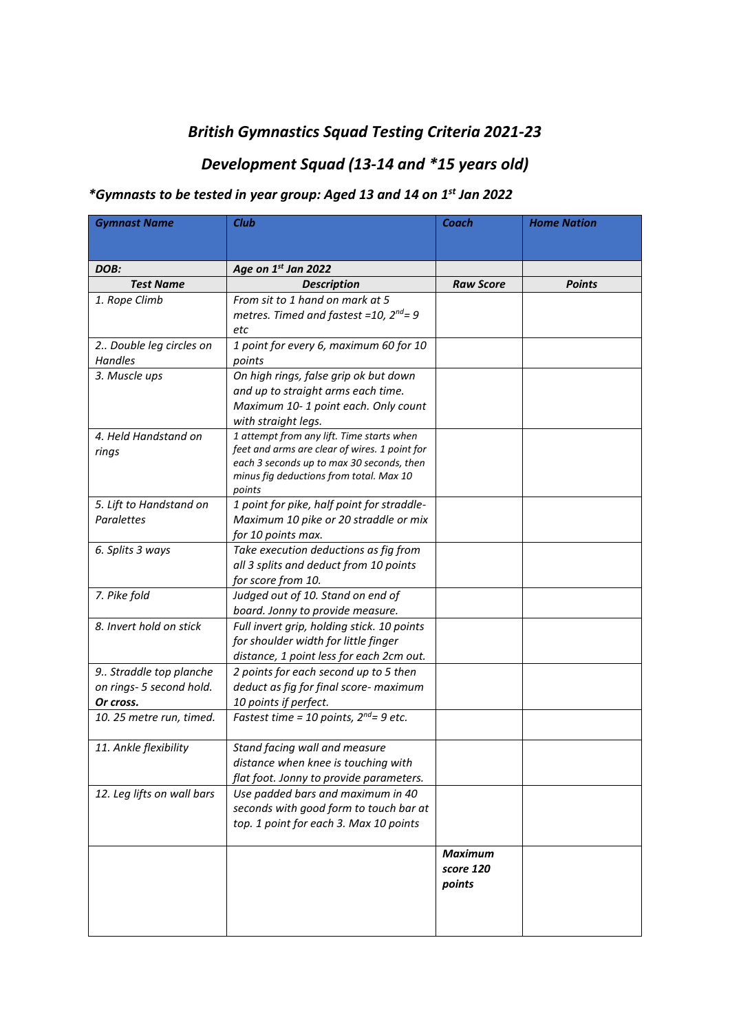# *British Gymnastics Squad Testing Criteria 2021-23*

## *Development Squad (13-14 and *15 years old)*

### **Gymnasts to be tested in year group: Aged 13 and 14 on 1st Jan 2022*

| ***Gymnast Name*** | ***Club*** | ***Coach*** | ***Home Nation*** |
|---|---|---|---|
| ***DOB:*** | ***Age on 1st Jan 2022*** | | |
| ***Test Name*** | ***Description*** | ***Raw Score*** | ***Points*** |
| *1. Rope Climb* | *From sit to 1 hand on mark at 5 metres. Timed and fastest =10, 2nd= 9 etc* | | |
| *2.. Double leg circles on Handles* | *1 point for every 6, maximum 60 for 10 points* | | |
| *3. Muscle ups* | *On high rings, false grip ok but down and up to straight arms each time. Maximum 10- 1 point each. Only count with straight legs.* | | |
| *4. Held Handstand on rings* | *1 attempt from any lift. Time starts when feet and arms are clear of wires. 1 point for each 3 seconds up to max 30 seconds, then minus fig deductions from total. Max 10 points* | | |
| *5. Lift to Handstand on Paralettes* | *1 point for pike, half point for straddle- Maximum 10 pike or 20 straddle or mix for 10 points max.* | | |
| *6. Splits 3 ways* | *Take execution deductions as fig from all 3 splits and deduct from 10 points for score from 10.* | | |
| *7. Pike fold* | *Judged out of 10. Stand on end of board. Jonny to provide measure.* | | |
| *8. Invert hold on stick* | *Full invert grip, holding stick. 10 points for shoulder width for little finger distance, 1 point less for each 2cm out.* | | |
| *9.. Straddle top planche on rings- 5 second hold. **Or cross.*** | *2 points for each second up to 5 then deduct as fig for final score- maximum 10 points if perfect.* | | |
| *10. 25 metre run, timed.* | *Fastest time = 10 points, 2nd= 9 etc.* | | |
| *11. Ankle flexibility* | *Stand facing wall and measure distance when knee is touching with flat foot. Jonny to provide parameters.* | | |
| *12. Leg lifts on wall bars* | *Use padded bars and maximum in 40 seconds with good form to touch bar at top. 1 point for each 3. Max 10 points* | | |
| | | ***Maximum score 120 points*** | |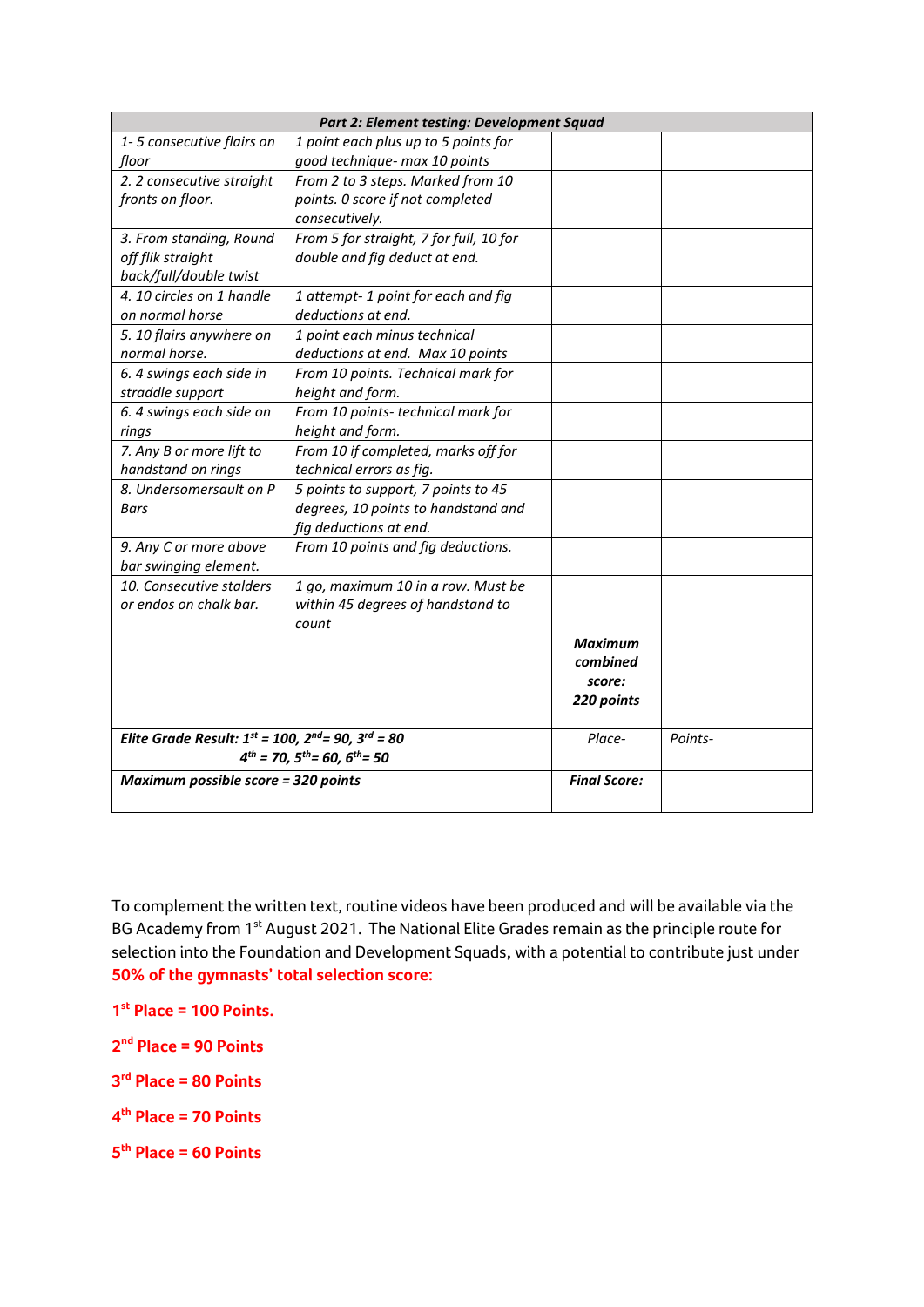| *Part 2: Element testing: Development Squad* | | | |
|---|---|---|---|
| *1- 5 consecutive flairs on floor* | *1 point each plus up to 5 points for good technique- max 10 points* | | |
| *2. 2 consecutive straight fronts on floor.* | *From 2 to 3 steps. Marked from 10 points. 0 score if not completed consecutively.* | | |
| *3. From standing, Round off flik straight back/full/double twist* | *From 5 for straight, 7 for full, 10 for double and fig deduct at end.* | | |
| *4. 10 circles on 1 handle on normal horse* | *1 attempt- 1 point for each and fig deductions at end.* | | |
| *5. 10 flairs anywhere on normal horse.* | *1 point each minus technical deductions at end. Max 10 points* | | |
| *6. 4 swings each side in straddle support* | *From 10 points. Technical mark for height and form.* | | |
| *6. 4 swings each side on rings* | *From 10 points- technical mark for height and form.* | | |
| *7. Any B or more lift to handstand on rings* | *From 10 if completed, marks off for technical errors as fig.* | | |
| *8. Undersomersault on P Bars* | *5 points to support, 7 points to 45 degrees, 10 points to handstand and fig deductions at end.* | | |
| *9. Any C or more above bar swinging element.* | *From 10 points and fig deductions.* | | |
| *10. Consecutive stalders or endos on chalk bar.* | *1 go, maximum 10 in a row. Must be within 45 degrees of handstand to count* | | |
| | | ***Maximum combined score: 220 points*** | |
| ***Elite Grade Result: 1st = 100, 2nd= 90, 3rd = 80 4th = 70, 5th= 60, 6th= 50*** | | *Place-* | *Points-* |
| ***Maximum possible score = 320 points*** | | ***Final Score:*** | |

To complement the written text, routine videos have been produced and will be available via the BG Academy from 1st August 2021. The National Elite Grades remain as the principle route for selection into the Foundation and Development Squads, with a potential to contribute just under **50% of the gymnasts' total selection score:**

**1st Place = 100 Points.**

**2nd Place = 90 Points**

**3rd Place = 80 Points**

**4th Place = 70 Points**

**5th Place = 60 Points**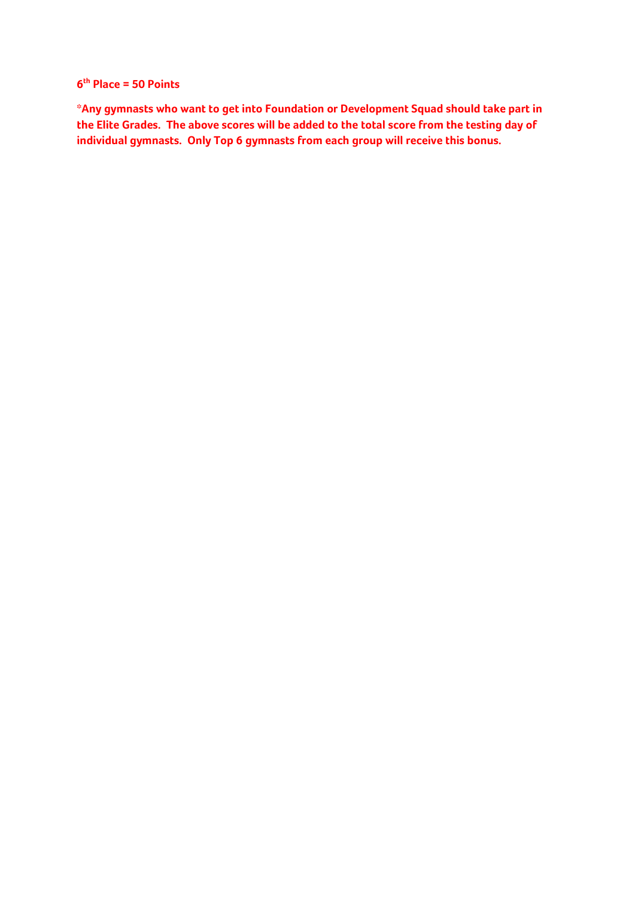**6th Place = 50 Points**

***Any gymnasts who want to get into Foundation or Development Squad should take part in the Elite Grades. The above scores will be added to the total score from the testing day of individual gymnasts. Only Top 6 gymnasts from each group will receive this bonus.**